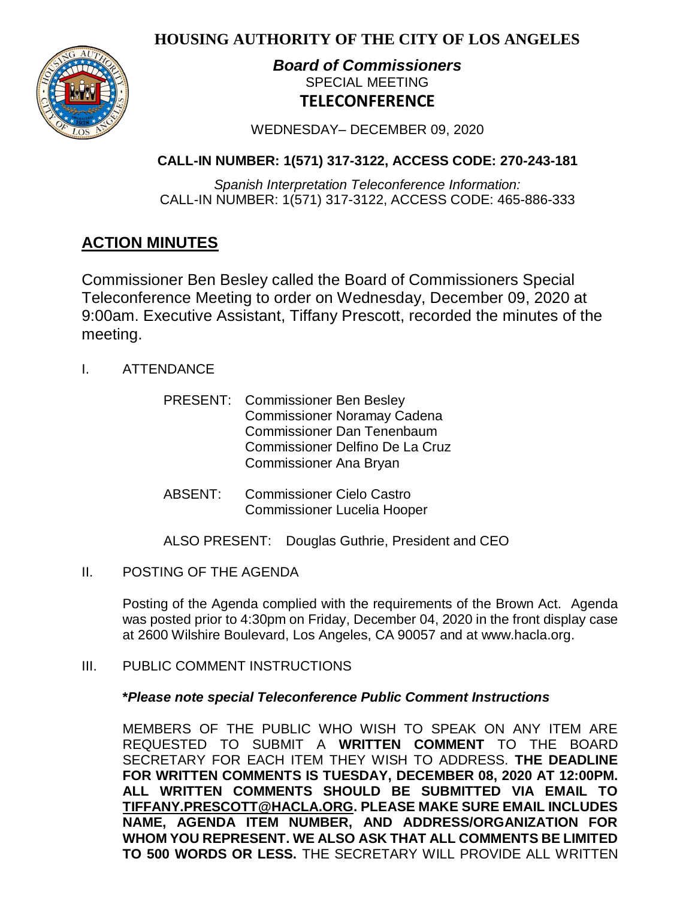# HOUSING AUTHORITY OF THE CITY OF LOS ANGELES

***Board of Commissioners***
SPECIAL MEETING
**TELECONFERENCE**

WEDNESDAY– DECEMBER 09, 2020

**CALL-IN NUMBER: 1(571) 317-3122, ACCESS CODE: 270-243-181**

*Spanish Interpretation Teleconference Information:*
CALL-IN NUMBER: 1(571) 317-3122, ACCESS CODE: 465-886-333

## ACTION MINUTES

Commissioner Ben Besley called the Board of Commissioners Special Teleconference Meeting to order on Wednesday, December 09, 2020 at 9:00am. Executive Assistant, Tiffany Prescott, recorded the minutes of the meeting.

I. ATTENDANCE

PRESENT: Commissioner Ben Besley
Commissioner Noramay Cadena
Commissioner Dan Tenenbaum
Commissioner Delfino De La Cruz
Commissioner Ana Bryan

ABSENT: Commissioner Cielo Castro
Commissioner Lucelia Hooper

ALSO PRESENT: Douglas Guthrie, President and CEO

II. POSTING OF THE AGENDA

Posting of the Agenda complied with the requirements of the Brown Act. Agenda was posted prior to 4:30pm on Friday, December 04, 2020 in the front display case at 2600 Wilshire Boulevard, Los Angeles, CA 90057 and at www.hacla.org.

III. PUBLIC COMMENT INSTRUCTIONS

***\*Please note special Teleconference Public Comment Instructions***

MEMBERS OF THE PUBLIC WHO WISH TO SPEAK ON ANY ITEM ARE REQUESTED TO SUBMIT A **WRITTEN COMMENT** TO THE BOARD SECRETARY FOR EACH ITEM THEY WISH TO ADDRESS. **THE DEADLINE FOR WRITTEN COMMENTS IS TUESDAY, DECEMBER 08, 2020 AT 12:00PM. ALL WRITTEN COMMENTS SHOULD BE SUBMITTED VIA EMAIL TO TIFFANY.PRESCOTT@HACLA.ORG. PLEASE MAKE SURE EMAIL INCLUDES NAME, AGENDA ITEM NUMBER, AND ADDRESS/ORGANIZATION FOR WHOM YOU REPRESENT. WE ALSO ASK THAT ALL COMMENTS BE LIMITED TO 500 WORDS OR LESS.** THE SECRETARY WILL PROVIDE ALL WRITTEN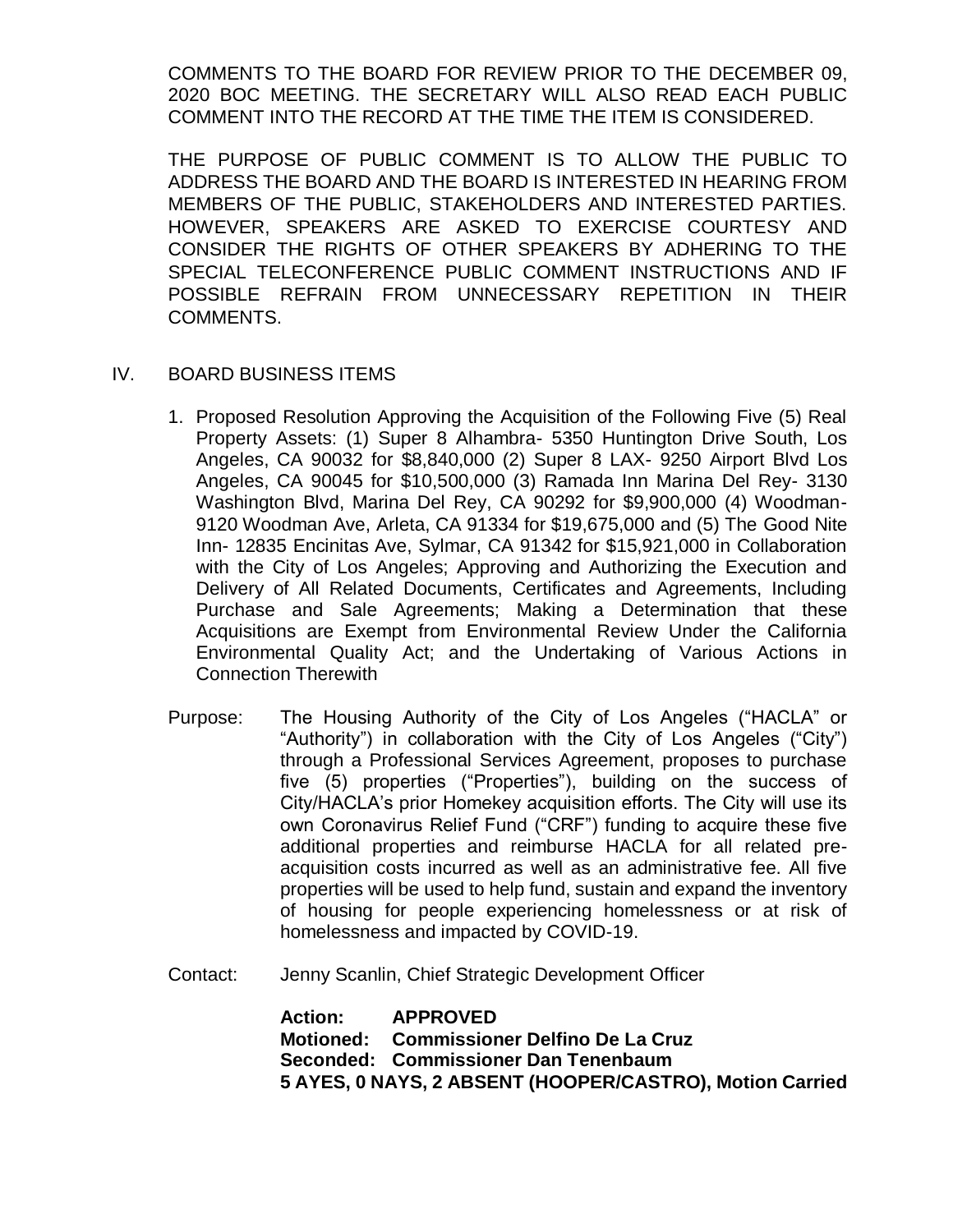COMMENTS TO THE BOARD FOR REVIEW PRIOR TO THE DECEMBER 09, 2020 BOC MEETING. THE SECRETARY WILL ALSO READ EACH PUBLIC COMMENT INTO THE RECORD AT THE TIME THE ITEM IS CONSIDERED.

THE PURPOSE OF PUBLIC COMMENT IS TO ALLOW THE PUBLIC TO ADDRESS THE BOARD AND THE BOARD IS INTERESTED IN HEARING FROM MEMBERS OF THE PUBLIC, STAKEHOLDERS AND INTERESTED PARTIES. HOWEVER, SPEAKERS ARE ASKED TO EXERCISE COURTESY AND CONSIDER THE RIGHTS OF OTHER SPEAKERS BY ADHERING TO THE SPECIAL TELECONFERENCE PUBLIC COMMENT INSTRUCTIONS AND IF POSSIBLE REFRAIN FROM UNNECESSARY REPETITION IN THEIR COMMENTS.

## IV. BOARD BUSINESS ITEMS

1. Proposed Resolution Approving the Acquisition of the Following Five (5) Real Property Assets: (1) Super 8 Alhambra- 5350 Huntington Drive South, Los Angeles, CA 90032 for $8,840,000 (2) Super 8 LAX- 9250 Airport Blvd Los Angeles, CA 90045 for $10,500,000 (3) Ramada Inn Marina Del Rey- 3130 Washington Blvd, Marina Del Rey, CA 90292 for $9,900,000 (4) Woodman- 9120 Woodman Ave, Arleta, CA 91334 for $19,675,000 and (5) The Good Nite Inn- 12835 Encinitas Ave, Sylmar, CA 91342 for $15,921,000 in Collaboration with the City of Los Angeles; Approving and Authorizing the Execution and Delivery of All Related Documents, Certificates and Agreements, Including Purchase and Sale Agreements; Making a Determination that these Acquisitions are Exempt from Environmental Review Under the California Environmental Quality Act; and the Undertaking of Various Actions in Connection Therewith

Purpose: The Housing Authority of the City of Los Angeles ("HACLA" or "Authority") in collaboration with the City of Los Angeles ("City") through a Professional Services Agreement, proposes to purchase five (5) properties ("Properties"), building on the success of City/HACLA's prior Homekey acquisition efforts. The City will use its own Coronavirus Relief Fund ("CRF") funding to acquire these five additional properties and reimburse HACLA for all related pre-acquisition costs incurred as well as an administrative fee. All five properties will be used to help fund, sustain and expand the inventory of housing for people experiencing homelessness or at risk of homelessness and impacted by COVID-19.

Contact: Jenny Scanlin, Chief Strategic Development Officer

**Action: APPROVED**
**Motioned: Commissioner Delfino De La Cruz**
**Seconded: Commissioner Dan Tenenbaum**
**5 AYES, 0 NAYS, 2 ABSENT (HOOPER/CASTRO), Motion Carried**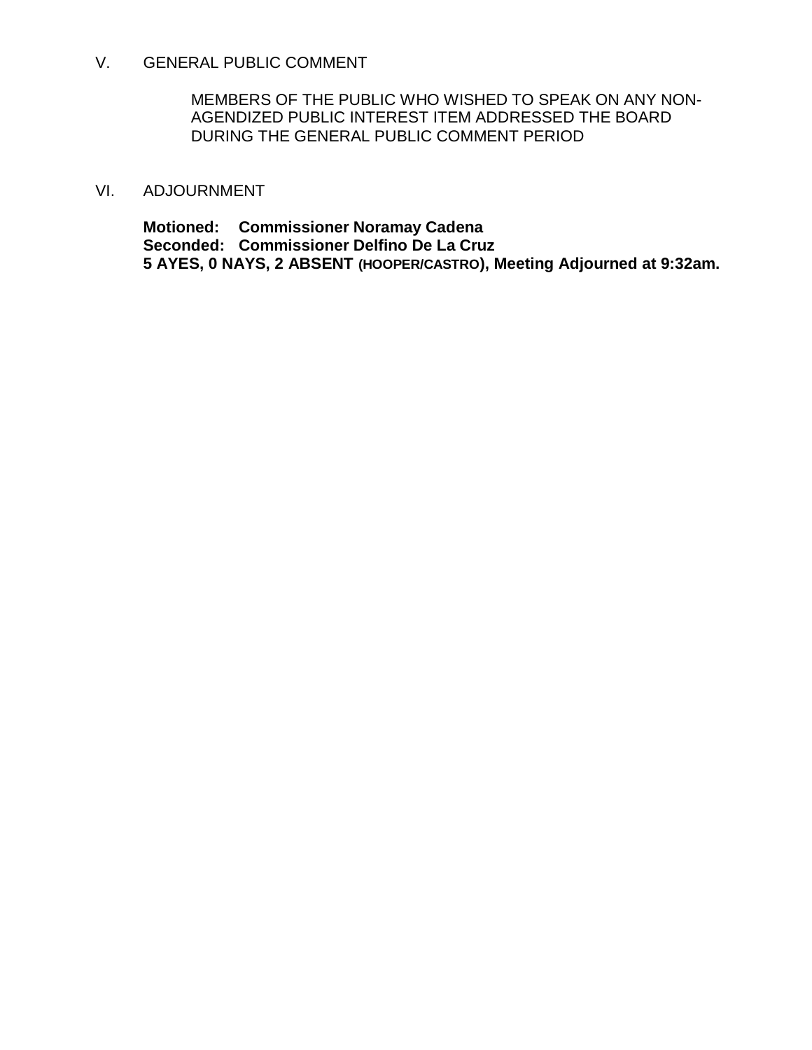V. GENERAL PUBLIC COMMENT

MEMBERS OF THE PUBLIC WHO WISHED TO SPEAK ON ANY NON-AGENDIZED PUBLIC INTEREST ITEM ADDRESSED THE BOARD DURING THE GENERAL PUBLIC COMMENT PERIOD

VI. ADJOURNMENT

**Motioned: Commissioner Noramay Cadena**
**Seconded: Commissioner Delfino De La Cruz**
**5 AYES, 0 NAYS, 2 ABSENT (HOOPER/CASTRO), Meeting Adjourned at 9:32am.**